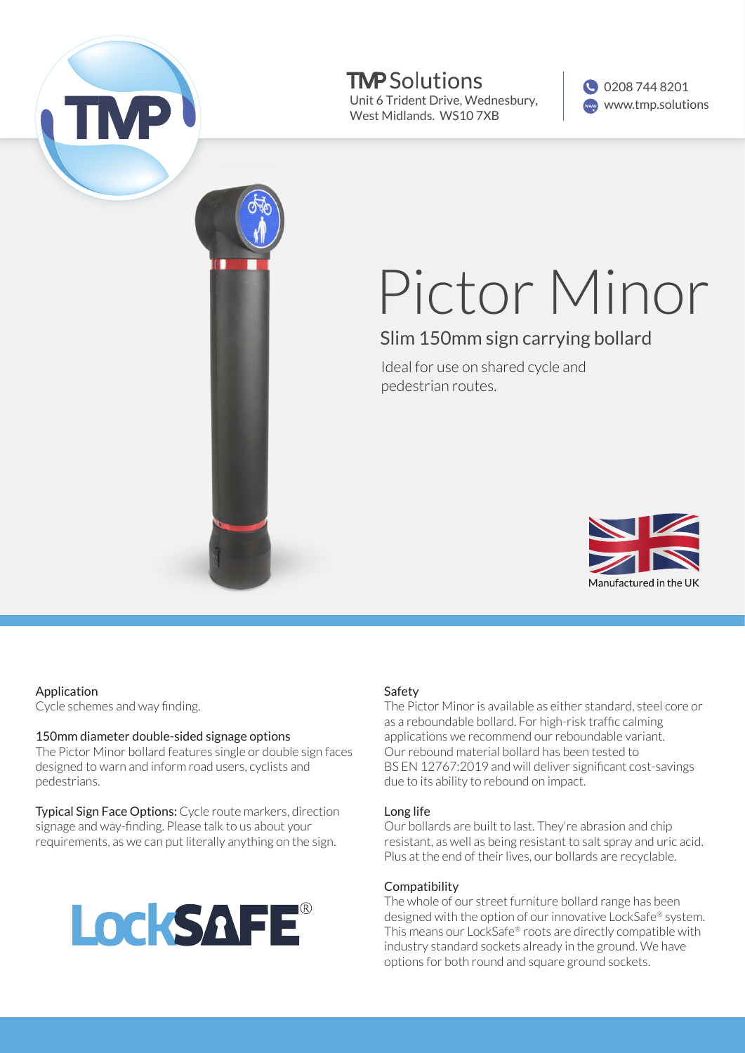TMP Solutions
Unit 6 Trident Drive, Wednesbury,
West Midlands. WS10 7XB

0208 744 8201
www.tmp.solutions

# Pictor Minor

## Slim 150mm sign carrying bollard

Ideal for use on shared cycle and pedestrian routes.

Manufactured in the UK

### Application

Cycle schemes and way finding.

### 150mm diameter double-sided signage options

The Pictor Minor bollard features single or double sign faces designed to warn and inform road users, cyclists and pedestrians.

**Typical Sign Face Options:** Cycle route markers, direction signage and way-finding. Please talk to us about your requirements, as we can put literally anything on the sign.

LockSAFE®

### Safety

The Pictor Minor is available as either standard, steel core or as a reboundable bollard. For high-risk traffic calming applications we recommend our reboundable variant. Our rebound material bollard has been tested to BS EN 12767:2019 and will deliver significant cost-savings due to its ability to rebound on impact.

### Long life

Our bollards are built to last. They're abrasion and chip resistant, as well as being resistant to salt spray and uric acid. Plus at the end of their lives, our bollards are recyclable.

### Compatibility

The whole of our street furniture bollard range has been designed with the option of our innovative LockSafe® system. This means our LockSafe® roots are directly compatible with industry standard sockets already in the ground. We have options for both round and square ground sockets.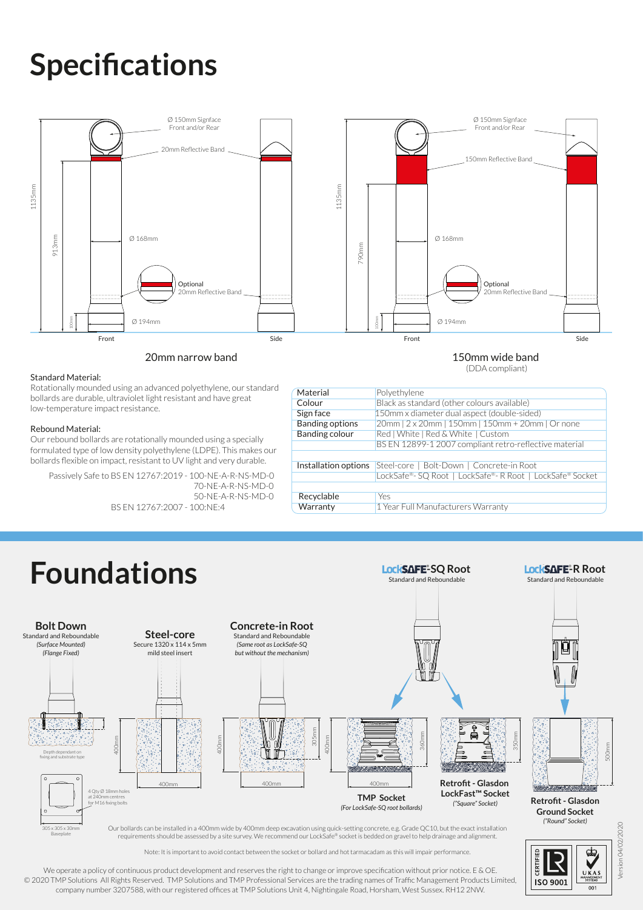# Specifications

Ø 150mm Signface
Front and/or Rear

20mm Reflective Band

1135mm

913mm

Ø 168mm

Optional
20mm Reflective Band

100mm

Ø 194mm

Front

Side

20mm narrow band

Ø 150mm Signface
Front and/or Rear

150mm Reflective Band

1135mm

790mm

Ø 168mm

Optional
20mm Reflective Band

100mm

Ø 194mm

Front

Side

150mm wide band
(DDA compliant)

Standard Material:

Rotationally mounded using an advanced polyethylene, our standard bollards are durable, ultraviolet light resistant and have great low-temperature impact resistance.

Rebound Material:

Our rebound bollards are rotationally mounded using a specially formulated type of low density polyethylene (LDPE). This makes our bollards flexible on impact, resistant to UV light and very durable.

Passively Safe to BS EN 12767:2019 - 100-NE-A-R-NS-MD-0
70-NE-A-R-NS-MD-0
50-NE-A-R-NS-MD-0
BS EN 12767:2007 - 100:NE:4

| | |
|---|---|
| Material | Polyethylene |
| Colour | Black as standard (other colours available) |
| Sign face | 150mm x diameter dual aspect (double-sided) |
| Banding options | 20mm \| 2 x 20mm \| 150mm \| 150mm + 20mm \| Or none |
| Banding colour | Red \| White \| Red & White \| Custom |
| | BS EN 12899-1 2007 compliant retro-reflective material |
| | |
| Installation options | Steel-core \| Bolt-Down \| Concrete-in Root |
| | LockSafe®- SQ Root \| LockSafe®- R Root \| LockSafe® Socket |
| | |
| Recyclable | Yes |
| Warranty | 1 Year Full Manufacturers Warranty |

# Foundations

**LockSAFE®-SQ Root**
Standard and Reboundable

**LockSAFE®-R Root**
Standard and Reboundable

**Bolt Down**
Standard and Reboundable
*(Surface Mounted)*
*(Flange Fixed)*

Depth dependant on fixing and substrate type

400mm

4 Qty Ø 18mm holes at 240mm centres for M16 fixing bolts

305 x 305 x 30mm Baseplate

**Steel-core**
Secure 1320 x 114 x 5mm mild steel insert

400mm

**Concrete-in Root**
Standard and Reboundable
*(Same root as LockSafe-SQ but without the mechanism)*

400mm

305mm

400mm

400mm

360mm

400mm

**TMP Socket**
*(For LockSafe-SQ root bollards)*

350mm

**Retrofit - Glasdon LockFast™ Socket**
*("Square" Socket)*

500mm

**Retrofit - Glasdon Ground Socket**
*("Round" Socket)*

Our bollards can be installed in a 400mm wide by 400mm deep excavation using quick-setting concrete, e.g. Grade QC10, but the exact installation requirements should be assessed by a site survey. We recommend our LockSafe® socket is bedded on gravel to help drainage and alignment.

Note: It is important to avoid contact between the socket or bollard and hot tarmacadam as this will impair performance.

We operate a policy of continuous product development and reserves the right to change or improve specification without prior notice. E & OE.
© 2020 TMP Solutions All Rights Reserved. TMP Solutions and TMP Professional Services are the trading names of Traffic Management Products Limited, company number 3207588, with our registered offices at TMP Solutions Unit 4, Nightingale Road, Horsham, West Sussex. RH12 2NW.

Version 04/02/2020